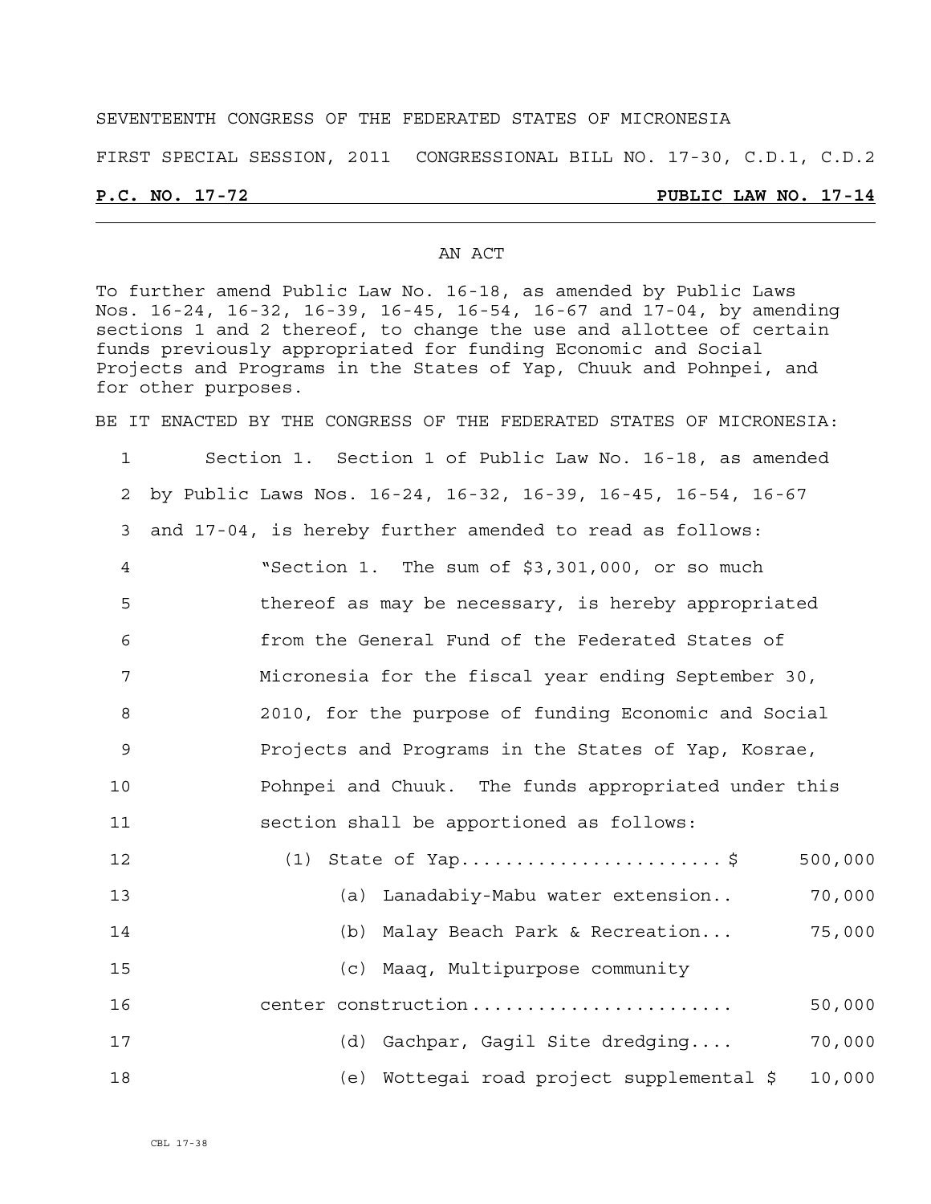SEVENTEENTH CONGRESS OF THE FEDERATED STATES OF MICRONESIA

FIRST SPECIAL SESSION, 2011 CONGRESSIONAL BILL NO. 17-30, C.D.1, C.D.2

**P.C. NO. 17-72** **PUBLIC LAW NO. 17-14**

AN ACT

To further amend Public Law No. 16-18, as amended by Public Laws Nos. 16-24, 16-32, 16-39, 16-45, 16-54, 16-67 and 17-04, by amending sections 1 and 2 thereof, to change the use and allottee of certain funds previously appropriated for funding Economic and Social Projects and Programs in the States of Yap, Chuuk and Pohnpei, and for other purposes.

BE IT ENACTED BY THE CONGRESS OF THE FEDERATED STATES OF MICRONESIA:

1 Section 1. Section 1 of Public Law No. 16-18, as amended
2 by Public Laws Nos. 16-24, 16-32, 16-39, 16-45, 16-54, 16-67
3 and 17-04, is hereby further amended to read as follows:
4 "Section 1. The sum of $3,301,000, or so much
5 thereof as may be necessary, is hereby appropriated
6 from the General Fund of the Federated States of
7 Micronesia for the fiscal year ending September 30,
8 2010, for the purpose of funding Economic and Social
9 Projects and Programs in the States of Yap, Kosrae,
10 Pohnpei and Chuuk. The funds appropriated under this
11 section shall be apportioned as follows:
12 (1) State of Yap........................$ 500,000
13 (a) Lanadabiy-Mabu water extension.. 70,000
14 (b) Malay Beach Park & Recreation... 75,000
15 (c) Maaq, Multipurpose community
16 center construction........................ 50,000
17 (d) Gachpar, Gagil Site dredging.... 70,000
18 (e) Wottegai road project supplemental $ 10,000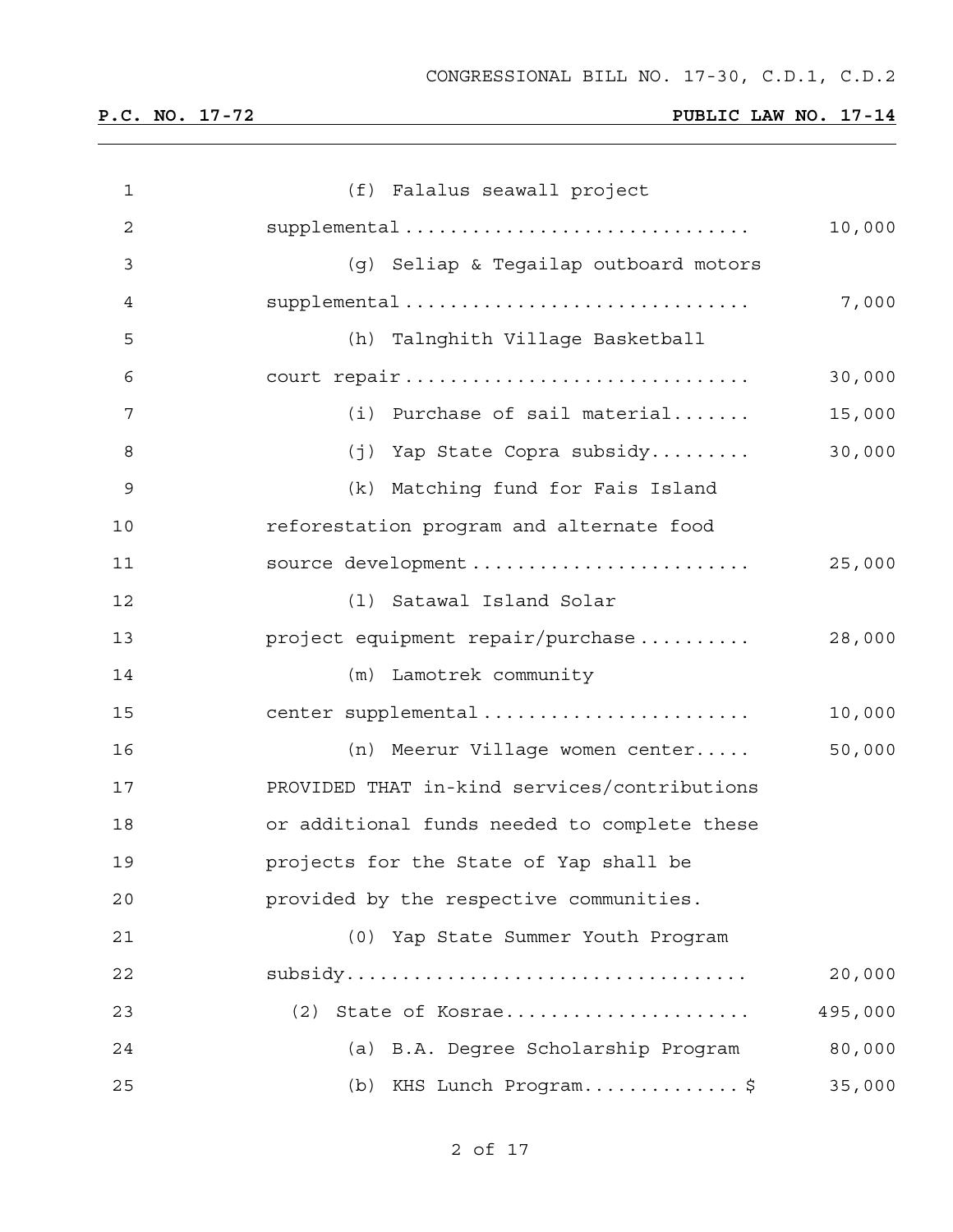(f) Falalus seawall project supplemental .............................. 10,000

(g) Seliap & Tegailap outboard motors supplemental .............................. 7,000

(h) Talnghith Village Basketball court repair .............................. 30,000

(i) Purchase of sail material....... 15,000

(j) Yap State Copra subsidy......... 30,000

(k) Matching fund for Fais Island reforestation program and alternate food source development ........................ 25,000

(l) Satawal Island Solar project equipment repair/purchase .......... 28,000

(m) Lamotrek community center supplemental ....................... 10,000

(n) Meerur Village women center..... 50,000

PROVIDED THAT in-kind services/contributions or additional funds needed to complete these projects for the State of Yap shall be provided by the respective communities.

(O) Yap State Summer Youth Program subsidy.................................. 20,000

(2) State of Kosrae..................... 495,000

(a) B.A. Degree Scholarship Program 80,000

(b) KHS Lunch Program..............$ 35,000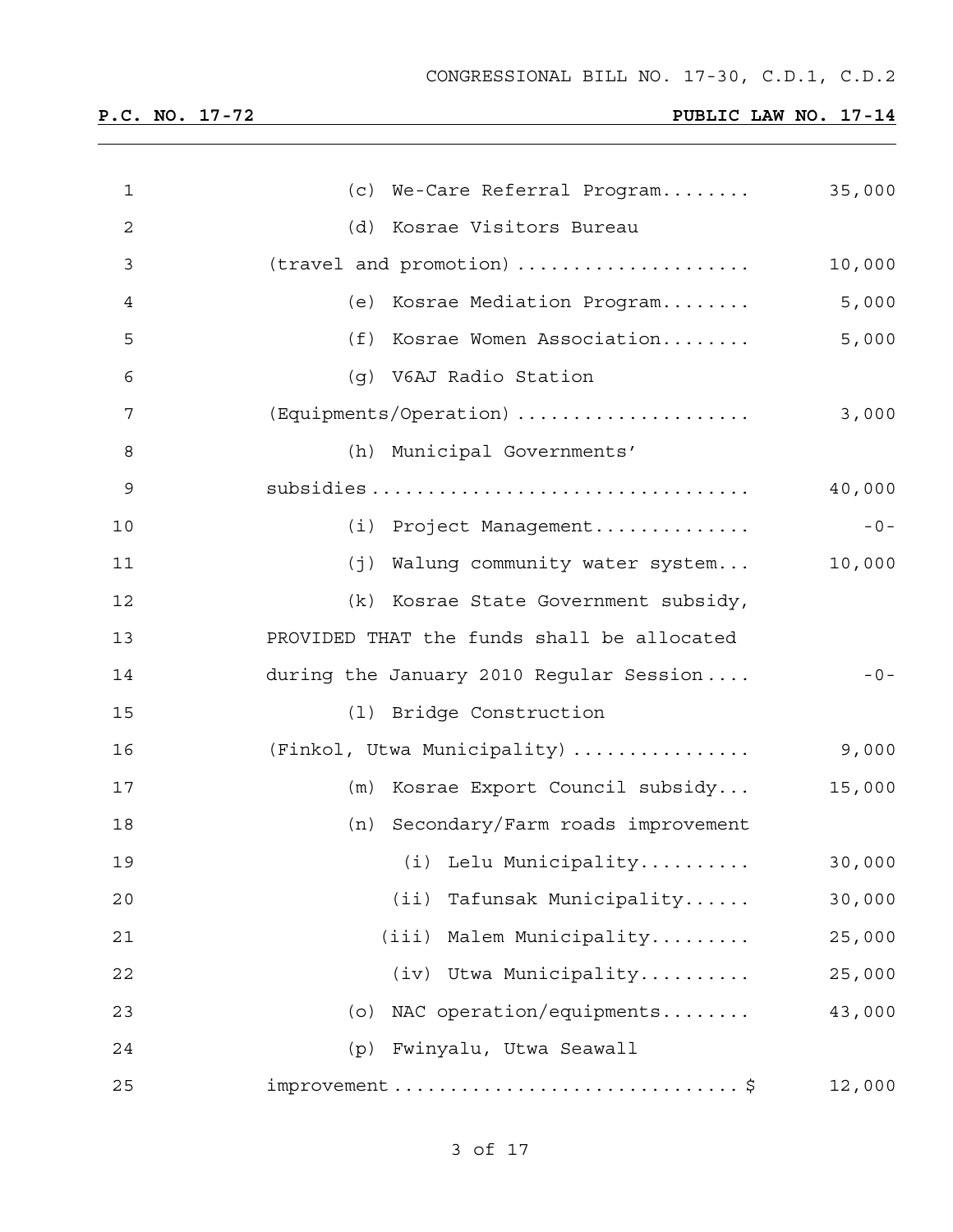| | |
|---|---|
| (c) We-Care Referral Program........ | 35,000 |
| (d) Kosrae Visitors Bureau (travel and promotion) .................... | 10,000 |
| (e) Kosrae Mediation Program........ | 5,000 |
| (f) Kosrae Women Association........ | 5,000 |
| (g) V6AJ Radio Station (Equipments/Operation) .................... | 3,000 |
| (h) Municipal Governments' subsidies ................................ | 40,000 |
| (i) Project Management.............. | -0- |
| (j) Walung community water system... | 10,000 |
| (k) Kosrae State Government subsidy, PROVIDED THAT the funds shall be allocated during the January 2010 Regular Session.... | -0- |
| (l) Bridge Construction (Finkol, Utwa Municipality) ............... | 9,000 |
| (m) Kosrae Export Council subsidy... | 15,000 |
| (n) Secondary/Farm roads improvement | |
| (i) Lelu Municipality.......... | 30,000 |
| (ii) Tafunsak Municipality...... | 30,000 |
| (iii) Malem Municipality......... | 25,000 |
| (iv) Utwa Municipality.......... | 25,000 |
| (o) NAC operation/equipments........ | 43,000 |
| (p) Fwinyalu, Utwa Seawall improvement .............................$ | 12,000 |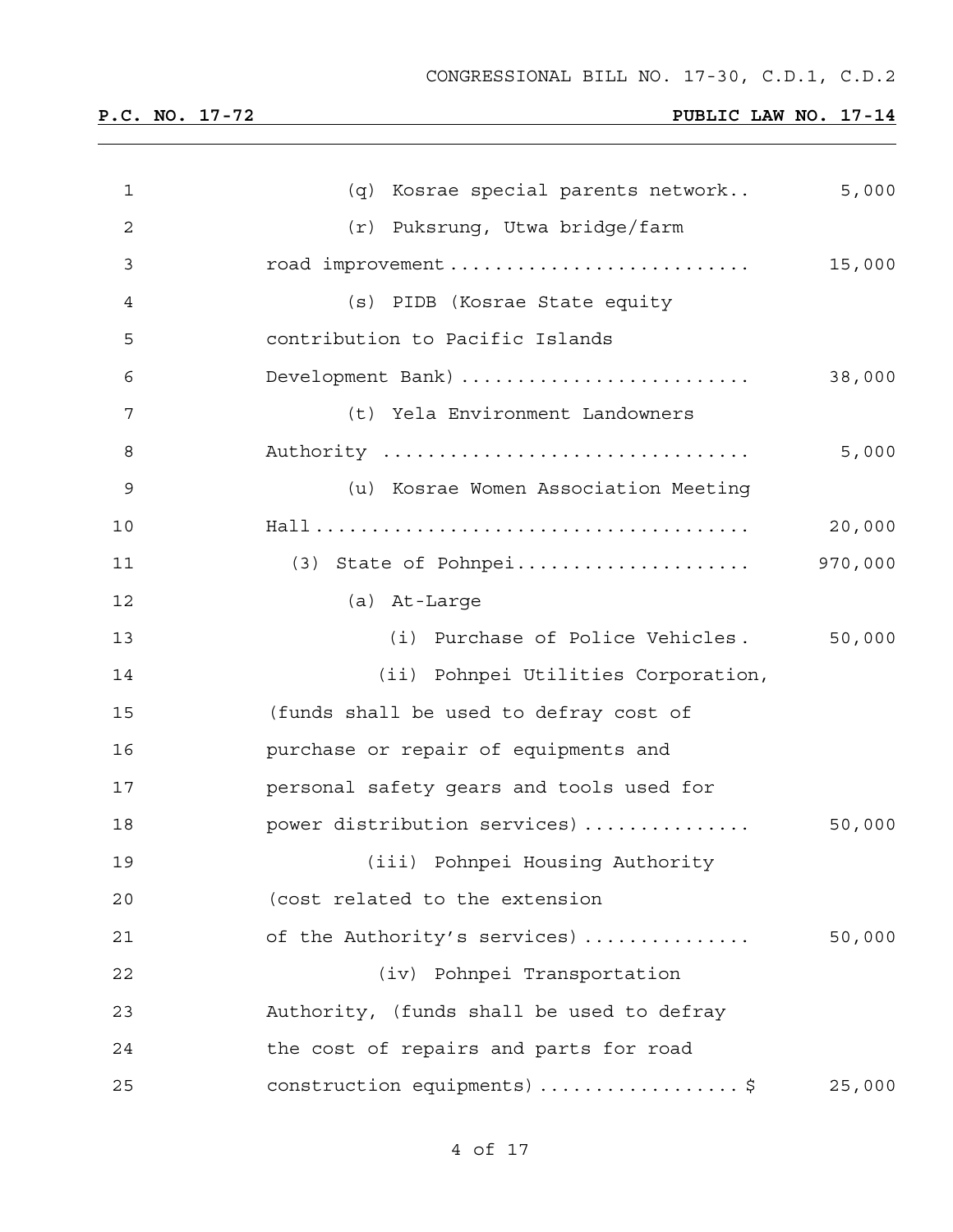(q) Kosrae special parents network.. 5,000

(r) Puksrung, Utwa bridge/farm road improvement .......................... 15,000

(s) PIDB (Kosrae State equity contribution to Pacific Islands Development Bank) .......................... 38,000

(t) Yela Environment Landowners Authority ................................ 5,000

(u) Kosrae Women Association Meeting Hall....................................... 20,000

(3) State of Pohnpei..................... 970,000

(a) At-Large

(i) Purchase of Police Vehicles. 50,000

(ii) Pohnpei Utilities Corporation, (funds shall be used to defray cost of purchase or repair of equipments and personal safety gears and tools used for power distribution services)............... 50,000

(iii) Pohnpei Housing Authority (cost related to the extension of the Authority's services).............. 50,000

(iv) Pohnpei Transportation Authority, (funds shall be used to defray the cost of repairs and parts for road construction equipments).................. $ 25,000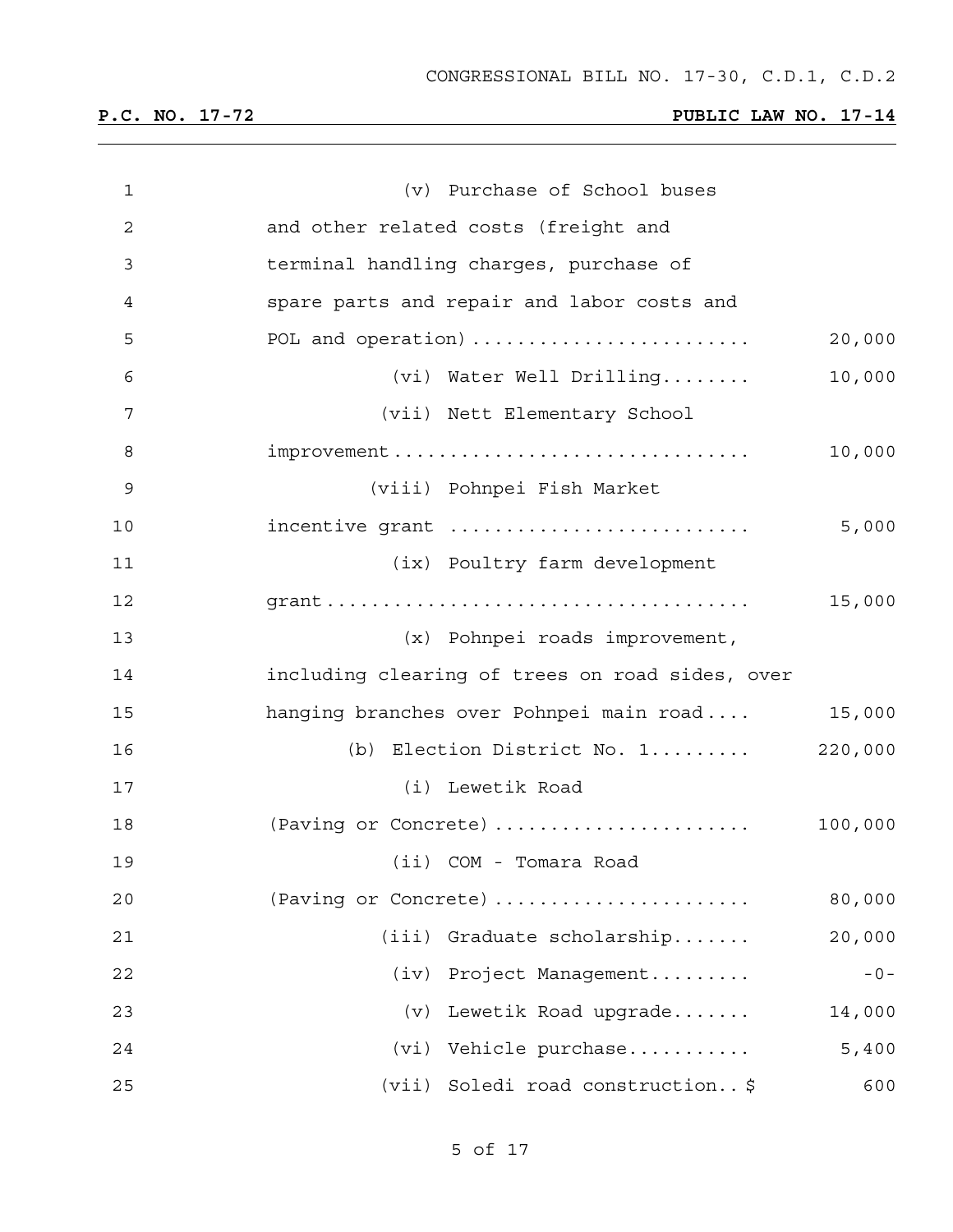(v) Purchase of School buses and other related costs (freight and terminal handling charges, purchase of spare parts and repair and labor costs and POL and operation) ........................ 20,000

(vi) Water Well Drilling........ 10,000

(vii) Nett Elementary School improvement.............................. 10,000

(viii) Pohnpei Fish Market incentive grant .......................... 5,000

(ix) Poultry farm development grant.................................... 15,000

(x) Pohnpei roads improvement, including clearing of trees on road sides, over hanging branches over Pohnpei main road.... 15,000

(b) Election District No. 1......... 220,000

(i) Lewetik Road (Paving or Concrete)...................... 100,000

(ii) COM - Tomara Road (Paving or Concrete) ...................... 80,000

(iii) Graduate scholarship....... 20,000

(iv) Project Management......... -0-

(v) Lewetik Road upgrade....... 14,000

(vi) Vehicle purchase........... 5,400

(vii) Soledi road construction..$ 600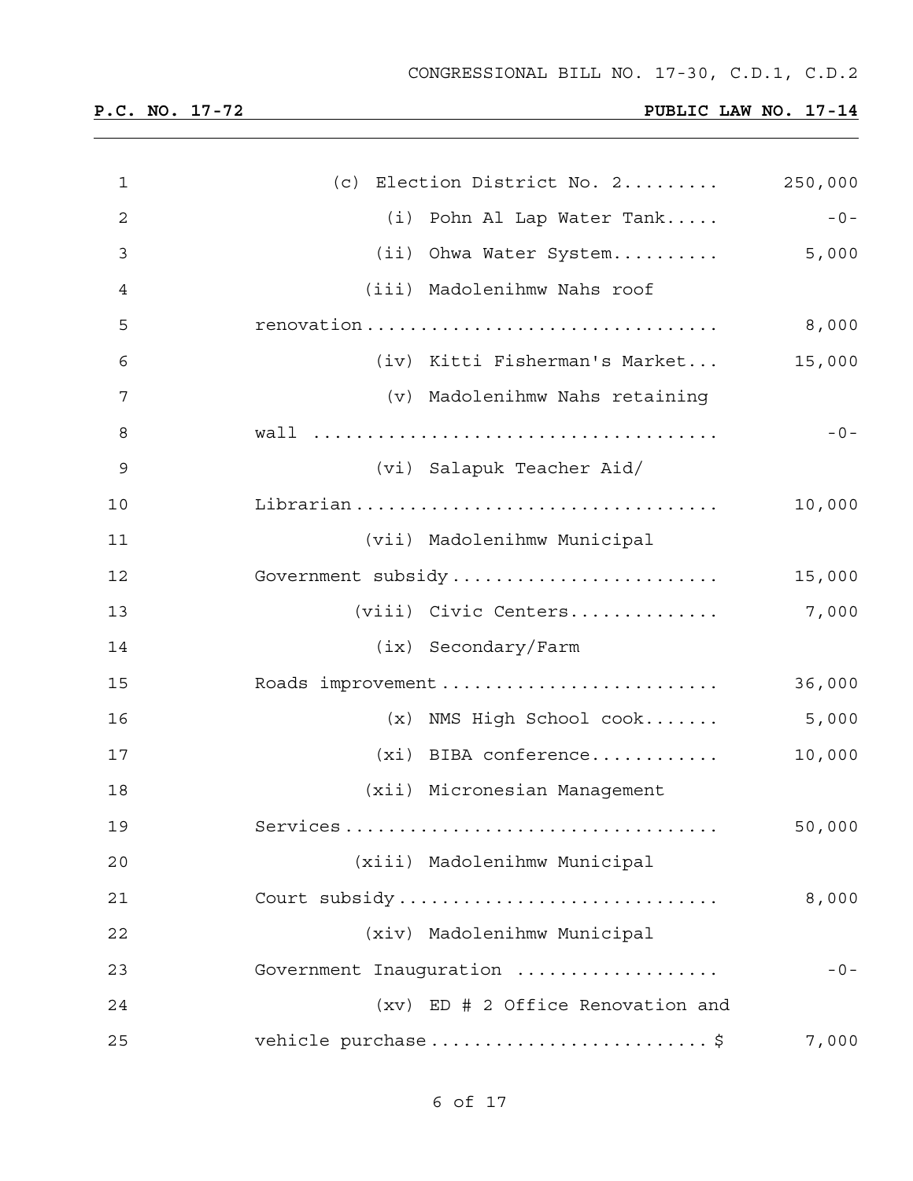CONGRESSIONAL BILL NO. 17-30, C.D.1, C.D.2

**P.C. NO. 17-72** **PUBLIC LAW NO. 17-14**

| | | |
|---|---|---|
| 1 | (c) Election District No. 2......... | 250,000 |
| 2 | (i) Pohn Al Lap Water Tank..... | -0- |
| 3 | (ii) Ohwa Water System.......... | 5,000 |
| 4 | (iii) Madolenihmw Nahs roof | |
| 5 | renovation................................ | 8,000 |
| 6 | (iv) Kitti Fisherman's Market... | 15,000 |
| 7 | (v) Madolenihmw Nahs retaining | |
| 8 | wall .................................... | -0- |
| 9 | (vi) Salapuk Teacher Aid/ | |
| 10 | Librarian................................. | 10,000 |
| 11 | (vii) Madolenihmw Municipal | |
| 12 | Government subsidy........................ | 15,000 |
| 13 | (viii) Civic Centers.............. | 7,000 |
| 14 | (ix) Secondary/Farm | |
| 15 | Roads improvement......................... | 36,000 |
| 16 | (x) NMS High School cook....... | 5,000 |
| 17 | (xi) BIBA conference............ | 10,000 |
| 18 | (xii) Micronesian Management | |
| 19 | Services.................................. | 50,000 |
| 20 | (xiii) Madolenihmw Municipal | |
| 21 | Court subsidy............................. | 8,000 |
| 22 | (xiv) Madolenihmw Municipal | |
| 23 | Government Inauguration .................. | -0- |
| 24 | (xv) ED # 2 Office Renovation and | |
| 25 | vehicle purchase.........................$ | 7,000 |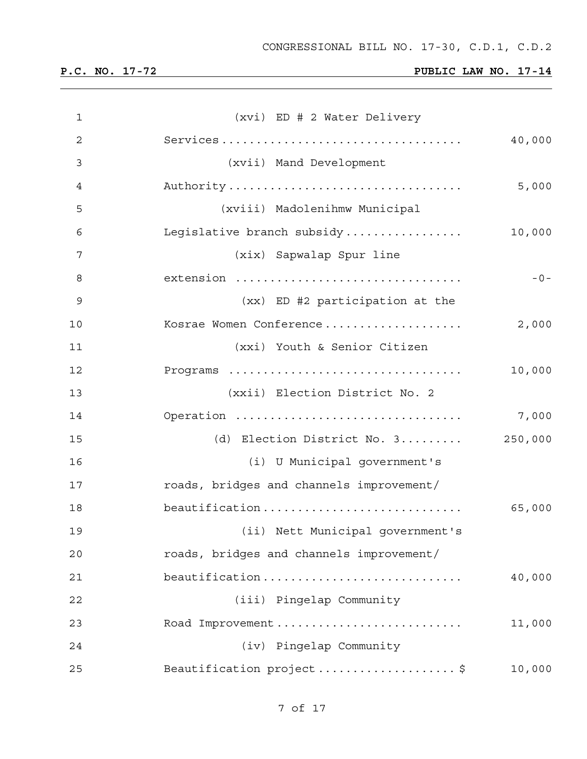(xvi) ED # 2 Water Delivery Services .................................... 40,000

(xvii) Mand Development Authority .................................. 5,000

(xviii) Madolenihmw Municipal Legislative branch subsidy ................. 10,000

(xix) Sapwalap Spur line extension ................................ -0-

(xx) ED #2 participation at the Kosrae Women Conference .................... 2,000

(xxi) Youth & Senior Citizen Programs ................................. 10,000

(xxii) Election District No. 2 Operation ................................ 7,000

(d) Election District No. 3......... 250,000

(i) U Municipal government's roads, bridges and channels improvement/ beautification ............................ 65,000

(ii) Nett Municipal government's roads, bridges and channels improvement/ beautification ............................ 40,000

(iii) Pingelap Community Road Improvement .......................... 11,000

(iv) Pingelap Community Beautification project ...................$ 10,000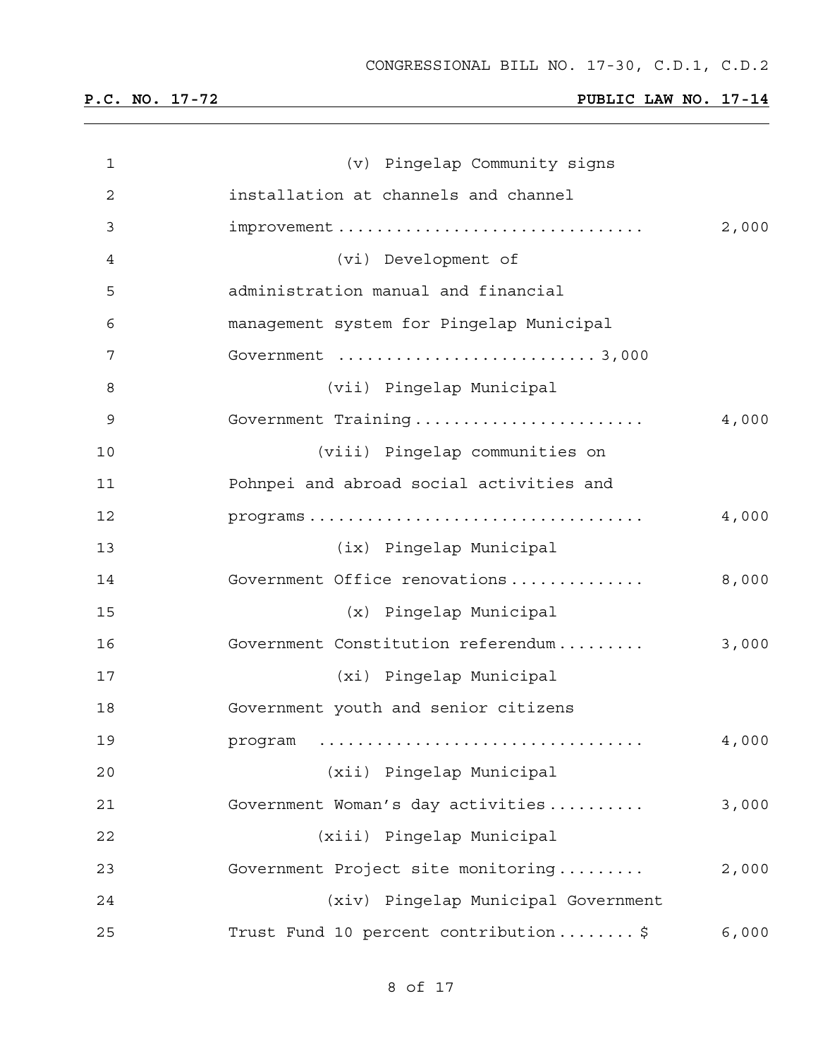(v) Pingelap Community signs installation at channels and channel improvement ................................ 2,000

(vi) Development of administration manual and financial management system for Pingelap Municipal Government .......................... 3,000

(vii) Pingelap Municipal Government Training ........................ 4,000

(viii) Pingelap communities on Pohnpei and abroad social activities and programs .................................. 4,000

(ix) Pingelap Municipal Government Office renovations .............. 8,000

(x) Pingelap Municipal Government Constitution referendum ......... 3,000

(xi) Pingelap Municipal Government youth and senior citizens program ................................. 4,000

(xii) Pingelap Municipal Government Woman's day activities .......... 3,000

(xiii) Pingelap Municipal Government Project site monitoring ......... 2,000

(xiv) Pingelap Municipal Government Trust Fund 10 percent contribution ........ $ 6,000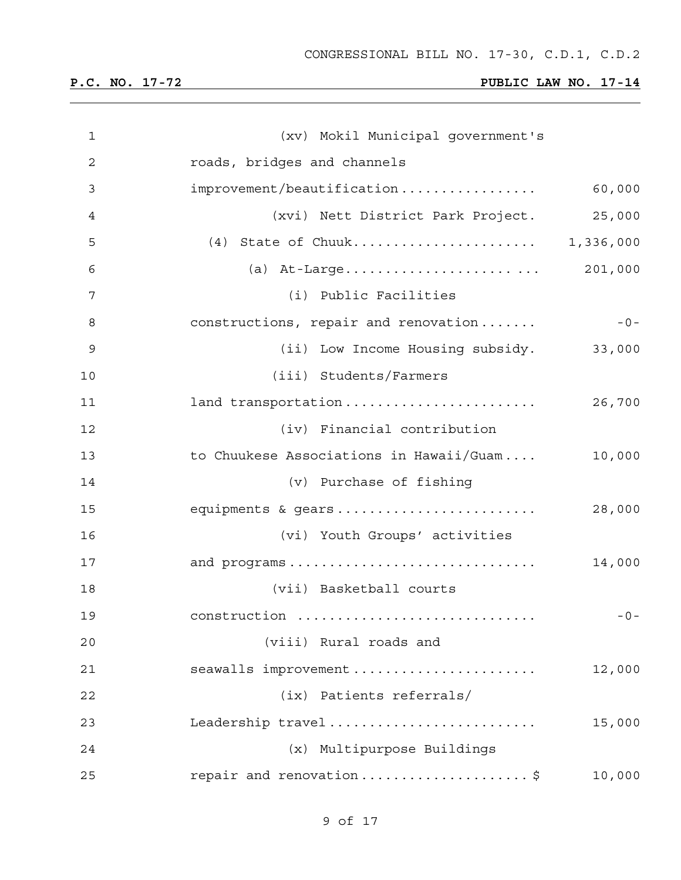CONGRESSIONAL BILL NO. 17-30, C.D.1, C.D.2

**P.C. NO. 17-72** **PUBLIC LAW NO. 17-14**

| Line | Item | Amount |
|---|---|---|
| 1 | (xv) Mokil Municipal government's | |
| 2 | roads, bridges and channels | |
| 3 | improvement/beautification................ | 60,000 |
| 4 | (xvi) Nett District Park Project. | 25,000 |
| 5 | (4) State of Chuuk...................... | 1,336,000 |
| 6 | (a) At-Large....................... ... | 201,000 |
| 7 | (i) Public Facilities | |
| 8 | constructions, repair and renovation....... | -0- |
| 9 | (ii) Low Income Housing subsidy. | 33,000 |
| 10 | (iii) Students/Farmers | |
| 11 | land transportation....................... | 26,700 |
| 12 | (iv) Financial contribution | |
| 13 | to Chuukese Associations in Hawaii/Guam.... | 10,000 |
| 14 | (v) Purchase of fishing | |
| 15 | equipments & gears........................ | 28,000 |
| 16 | (vi) Youth Groups' activities | |
| 17 | and programs.............................. | 14,000 |
| 18 | (vii) Basketball courts | |
| 19 | construction ............................ | -0- |
| 20 | (viii) Rural roads and | |
| 21 | seawalls improvement...................... | 12,000 |
| 22 | (ix) Patients referrals/ | |
| 23 | Leadership travel......................... | 15,000 |
| 24 | (x) Multipurpose Buildings | |
| 25 | repair and renovation....................$ | 10,000 |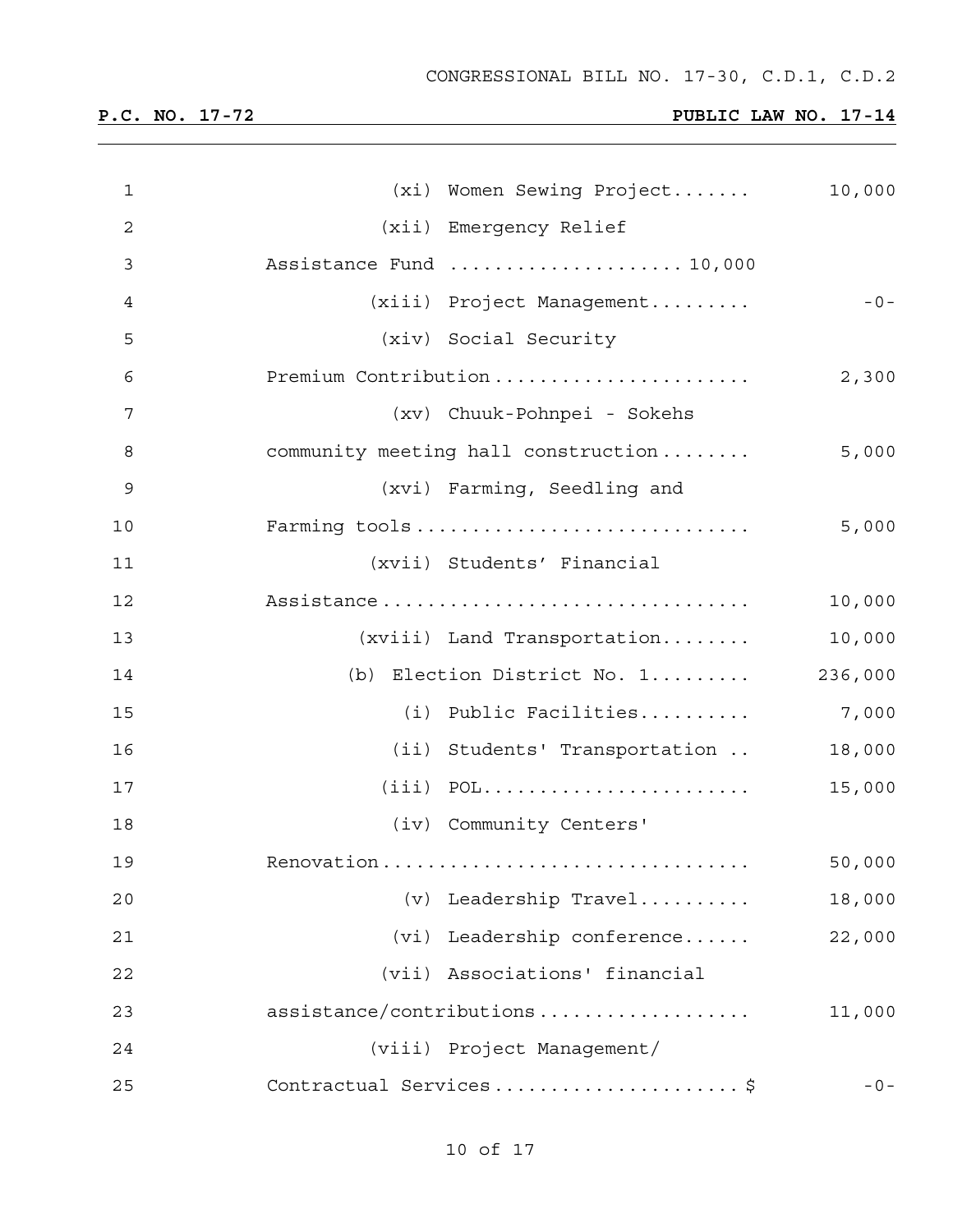| | |
|---|---|
| (xi) Women Sewing Project....... | 10,000 |
| (xii) Emergency Relief Assistance Fund .................... 10,000 | |
| (xiii) Project Management......... | -0- |
| (xiv) Social Security Premium Contribution...................... | 2,300 |
| (xv) Chuuk-Pohnpei - Sokehs community meeting hall construction........ | 5,000 |
| (xvi) Farming, Seedling and Farming tools............................ | 5,000 |
| (xvii) Students' Financial Assistance................................ | 10,000 |
| (xviii) Land Transportation........ | 10,000 |
| (b) Election District No. 1......... | 236,000 |
| (i) Public Facilities.......... | 7,000 |
| (ii) Students' Transportation .. | 18,000 |
| (iii) POL....................... | 15,000 |
| (iv) Community Centers' Renovation................................ | 50,000 |
| (v) Leadership Travel.......... | 18,000 |
| (vi) Leadership conference...... | 22,000 |
| (vii) Associations' financial assistance/contributions.................. | 11,000 |
| (viii) Project Management/ Contractual Services.....................$ | -0- |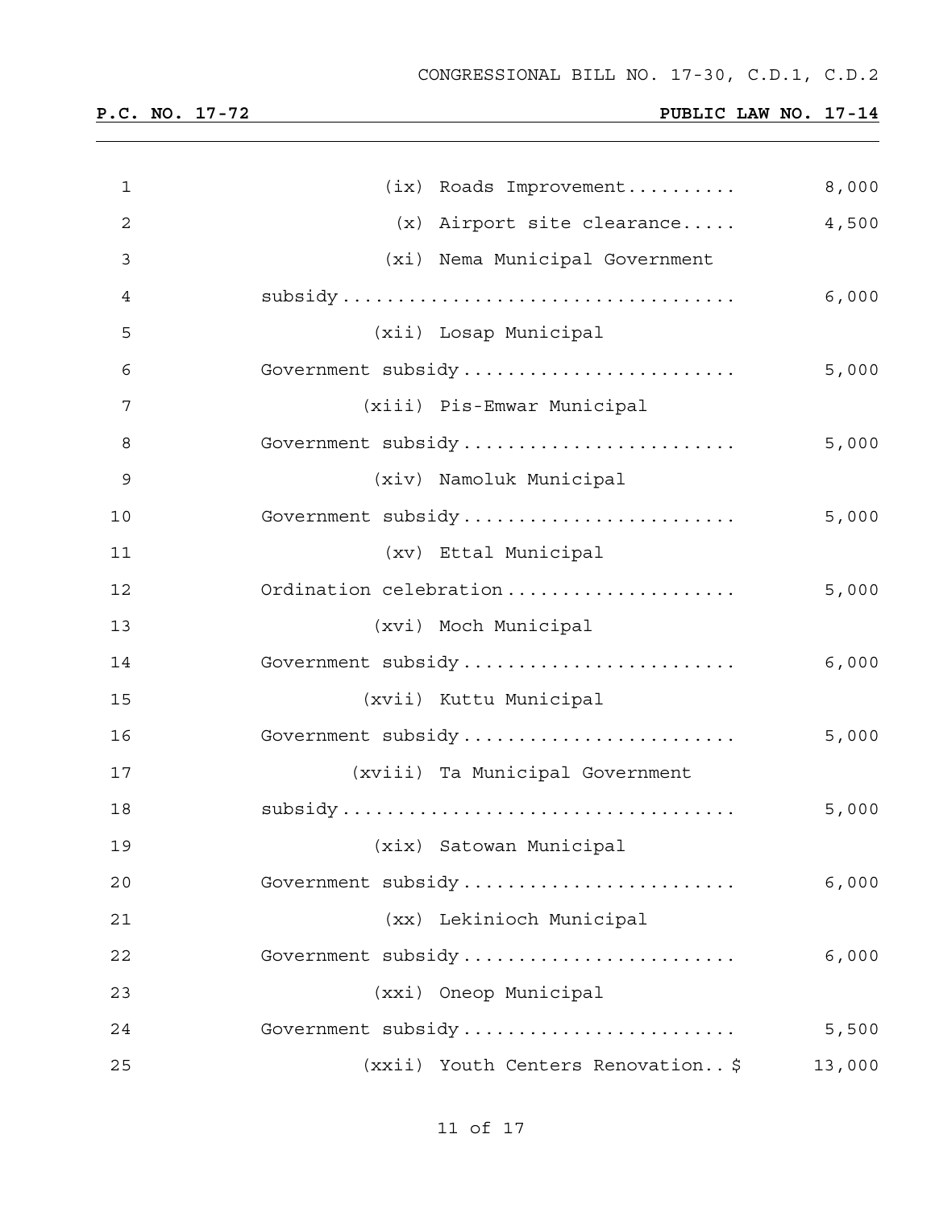| | |
|---|---|
| (ix) Roads Improvement.......... | 8,000 |
| (x) Airport site clearance..... | 4,500 |
| (xi) Nema Municipal Government subsidy.................................. | 6,000 |
| (xii) Losap Municipal Government subsidy........................ | 5,000 |
| (xiii) Pis-Emwar Municipal Government subsidy........................ | 5,000 |
| (xiv) Namoluk Municipal Government subsidy........................ | 5,000 |
| (xv) Ettal Municipal Ordination celebration.................... | 5,000 |
| (xvi) Moch Municipal Government subsidy........................ | 6,000 |
| (xvii) Kuttu Municipal Government subsidy........................ | 5,000 |
| (xviii) Ta Municipal Government subsidy.................................. | 5,000 |
| (xix) Satowan Municipal Government subsidy........................ | 6,000 |
| (xx) Lekinioch Municipal Government subsidy........................ | 6,000 |
| (xxi) Oneop Municipal Government subsidy........................ | 5,500 |
| (xxii) Youth Centers Renovation.. $ | 13,000 |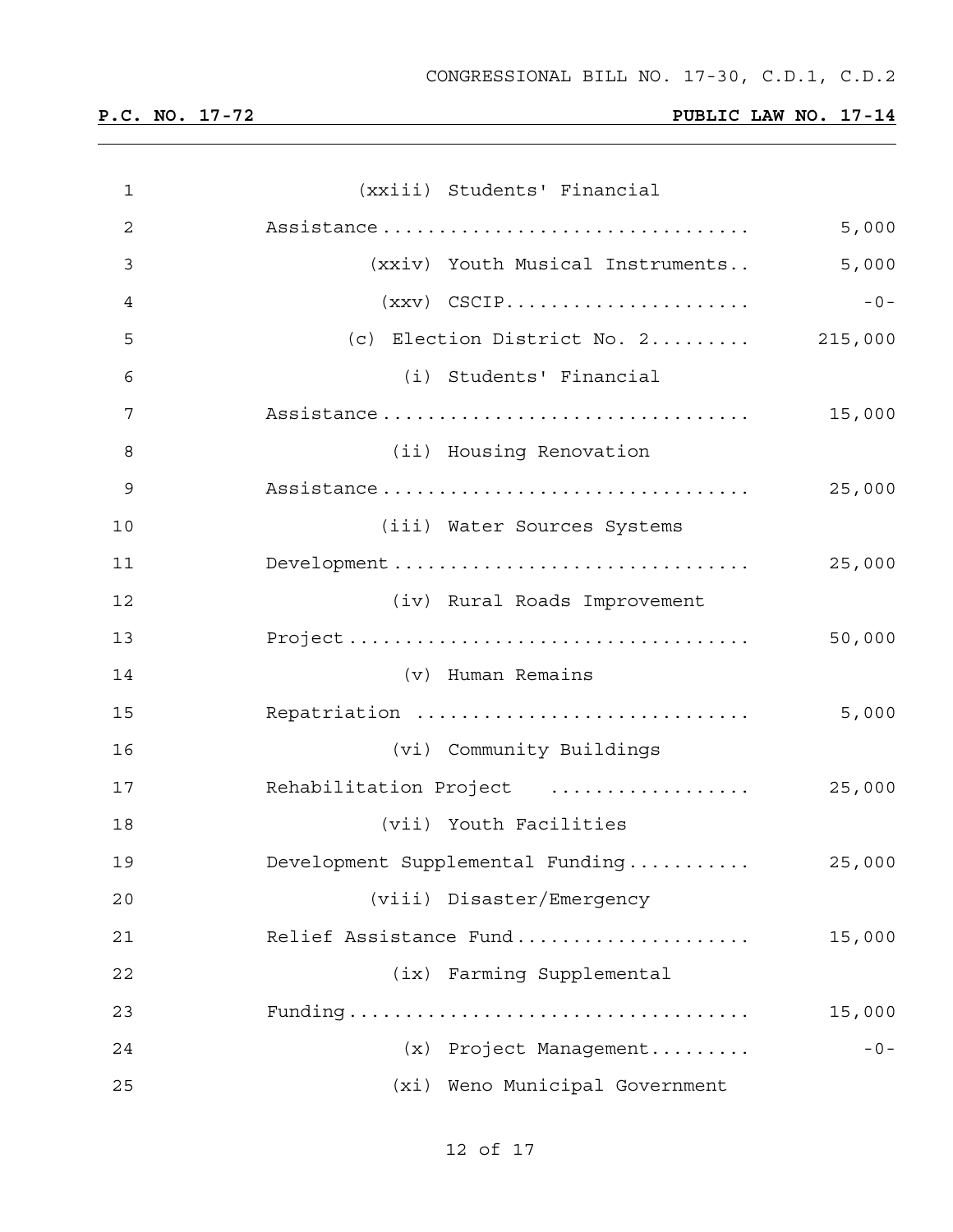(xxiii) Students' Financial Assistance................................ 5,000

(xxiv) Youth Musical Instruments.. 5,000

(xxv) CSCIP..................... -0-

(c) Election District No. 2......... 215,000

(i) Students' Financial Assistance................................ 15,000

(ii) Housing Renovation Assistance................................ 25,000

(iii) Water Sources Systems Development............................... 25,000

(iv) Rural Roads Improvement Project.................................. 50,000

(v) Human Remains Repatriation ............................ 5,000

(vi) Community Buildings Rehabilitation Project .................. 25,000

(vii) Youth Facilities Development Supplemental Funding........... 25,000

(viii) Disaster/Emergency Relief Assistance Fund.................... 15,000

(ix) Farming Supplemental Funding.................................. 15,000

(x) Project Management......... -0-

(xi) Weno Municipal Government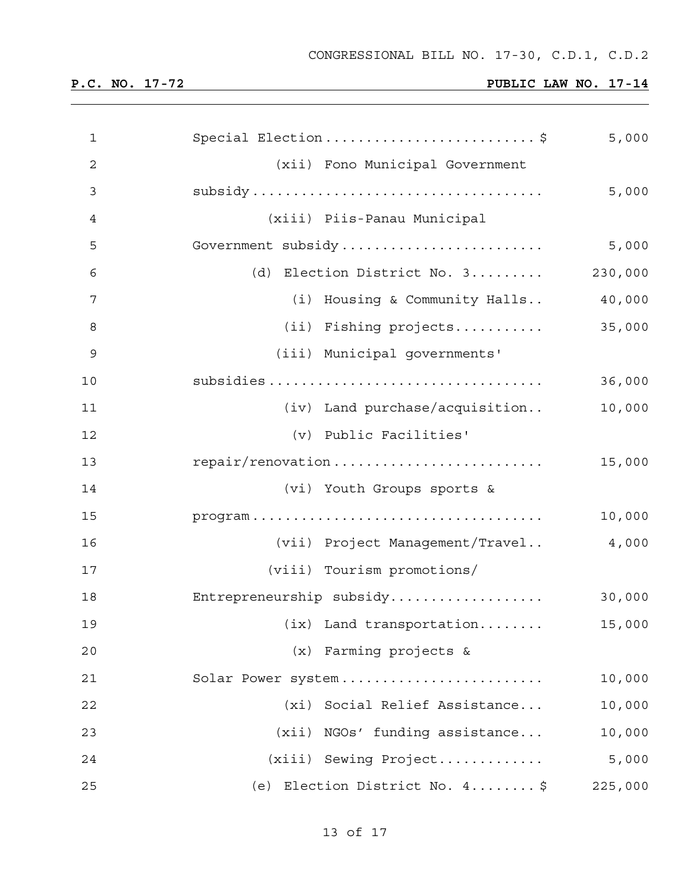| | | |
|---|---|---|
| 1 | Special Election ......................... $ | 5,000 |
| 2 | (xii) Fono Municipal Government | |
| 3 | subsidy .................................. | 5,000 |
| 4 | (xiii) Piis-Panau Municipal | |
| 5 | Government subsidy ....................... | 5,000 |
| 6 | (d) Election District No. 3......... | 230,000 |
| 7 | (i) Housing & Community Halls.. | 40,000 |
| 8 | (ii) Fishing projects........... | 35,000 |
| 9 | (iii) Municipal governments' | |
| 10 | subsidies ................................ | 36,000 |
| 11 | (iv) Land purchase/acquisition.. | 10,000 |
| 12 | (v) Public Facilities' | |
| 13 | repair/renovation ........................ | 15,000 |
| 14 | (vi) Youth Groups sports & | |
| 15 | program .................................. | 10,000 |
| 16 | (vii) Project Management/Travel.. | 4,000 |
| 17 | (viii) Tourism promotions/ | |
| 18 | Entrepreneurship subsidy.................. | 30,000 |
| 19 | (ix) Land transportation........ | 15,000 |
| 20 | (x) Farming projects & | |
| 21 | Solar Power system ....................... | 10,000 |
| 22 | (xi) Social Relief Assistance... | 10,000 |
| 23 | (xii) NGOs' funding assistance... | 10,000 |
| 24 | (xiii) Sewing Project............ | 5,000 |
| 25 | (e) Election District No. 4........ $ | 225,000 |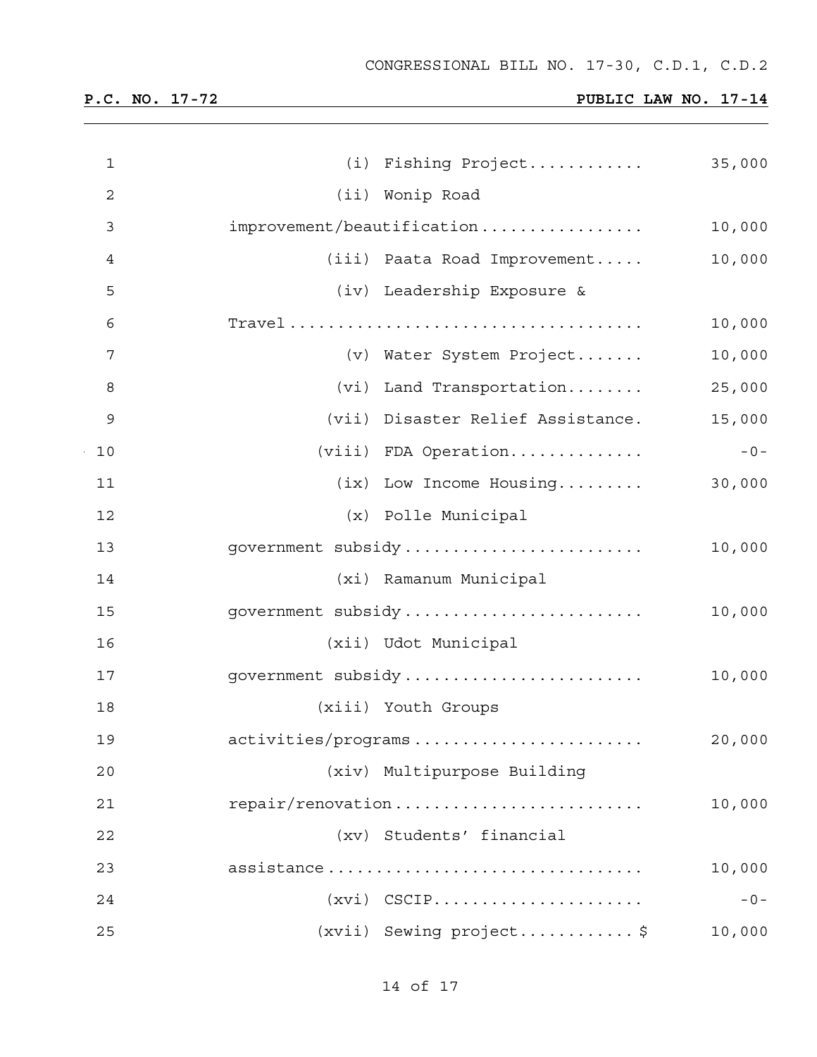| | |
|---|---|
| (i) Fishing Project | 35,000 |
| (ii) Wonip Road improvement/beautification | 10,000 |
| (iii) Paata Road Improvement | 10,000 |
| (iv) Leadership Exposure & Travel | 10,000 |
| (v) Water System Project | 10,000 |
| (vi) Land Transportation | 25,000 |
| (vii) Disaster Relief Assistance. | 15,000 |
| (viii) FDA Operation | -0- |
| (ix) Low Income Housing | 30,000 |
| (x) Polle Municipal government subsidy | 10,000 |
| (xi) Ramanum Municipal government subsidy | 10,000 |
| (xii) Udot Municipal government subsidy | 10,000 |
| (xiii) Youth Groups activities/programs | 20,000 |
| (xiv) Multipurpose Building repair/renovation | 10,000 |
| (xv) Students' financial assistance | 10,000 |
| (xvi) CSCIP | -0- |
| (xvii) Sewing project $ | 10,000 |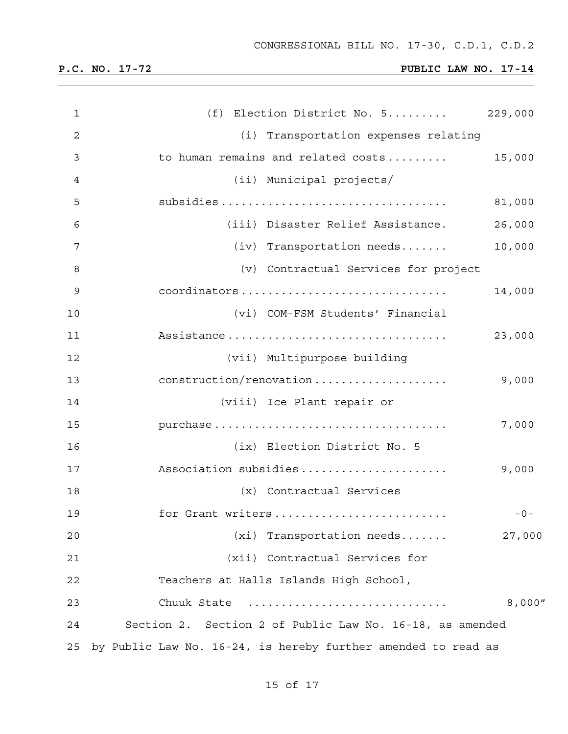(f) Election District No. 5......... 229,000

(i) Transportation expenses relating to human remains and related costs......... 15,000

(ii) Municipal projects/ subsidies................................. 81,000

(iii) Disaster Relief Assistance. 26,000

(iv) Transportation needs....... 10,000

(v) Contractual Services for project coordinators.............................. 14,000

(vi) COM-FSM Students' Financial Assistance................................ 23,000

(vii) Multipurpose building construction/renovation................... 9,000

(viii) Ice Plant repair or purchase.................................. 7,000

(ix) Election District No. 5 Association subsidies..................... 9,000

(x) Contractual Services for Grant writers......................... -0-

(xi) Transportation needs....... 27,000

(xii) Contractual Services for Teachers at Halls Islands High School, Chuuk State ............................ 8,000"

Section 2. Section 2 of Public Law No. 16-18, as amended by Public Law No. 16-24, is hereby further amended to read as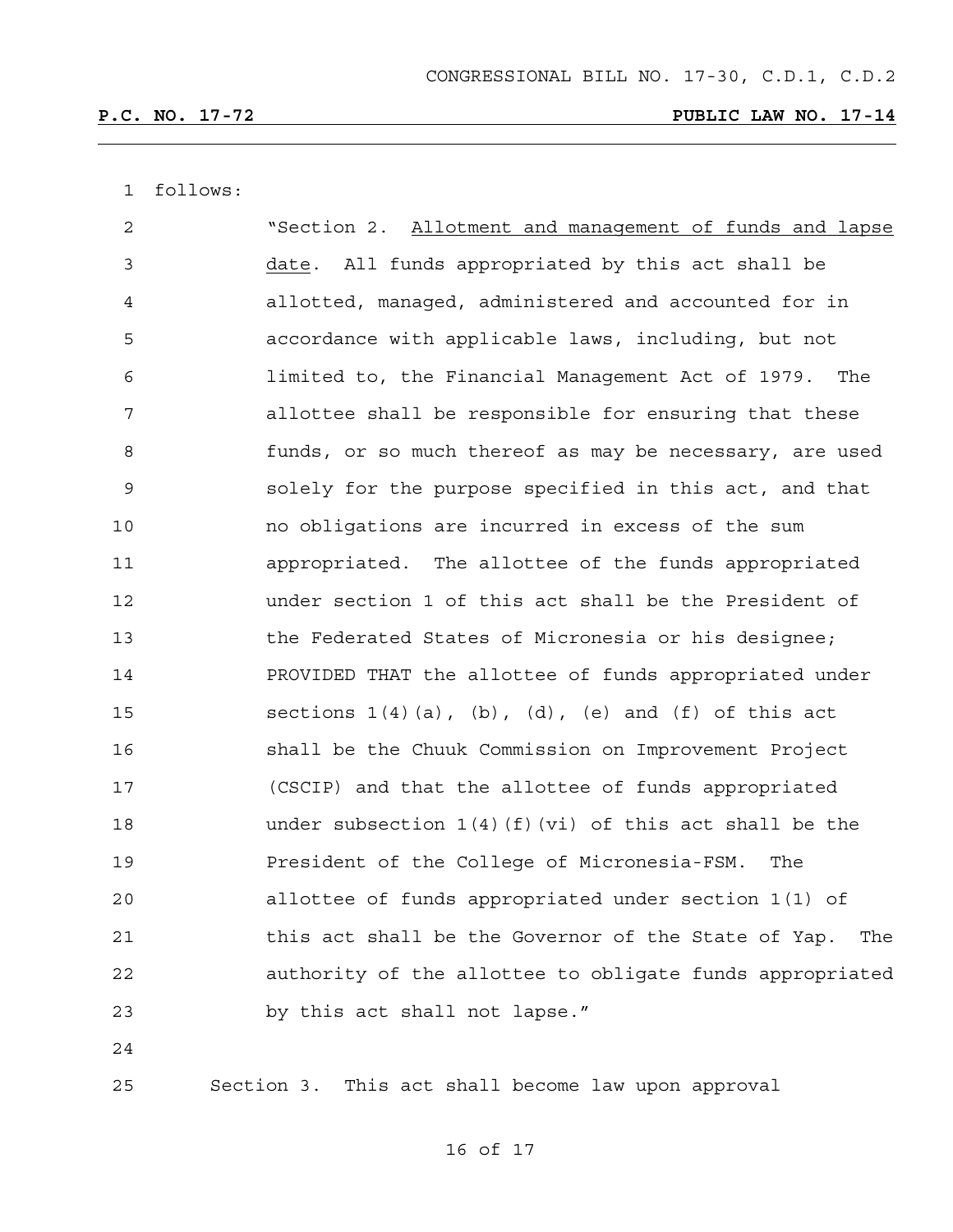follows:

"Section 2. Allotment and management of funds and lapse date. All funds appropriated by this act shall be allotted, managed, administered and accounted for in accordance with applicable laws, including, but not limited to, the Financial Management Act of 1979. The allottee shall be responsible for ensuring that these funds, or so much thereof as may be necessary, are used solely for the purpose specified in this act, and that no obligations are incurred in excess of the sum appropriated. The allottee of the funds appropriated under section 1 of this act shall be the President of the Federated States of Micronesia or his designee; PROVIDED THAT the allottee of funds appropriated under sections 1(4)(a), (b), (d), (e) and (f) of this act shall be the Chuuk Commission on Improvement Project (CSCIP) and that the allottee of funds appropriated under subsection 1(4)(f)(vi) of this act shall be the President of the College of Micronesia-FSM. The allottee of funds appropriated under section 1(1) of this act shall be the Governor of the State of Yap. The authority of the allottee to obligate funds appropriated by this act shall not lapse."

Section 3. This act shall become law upon approval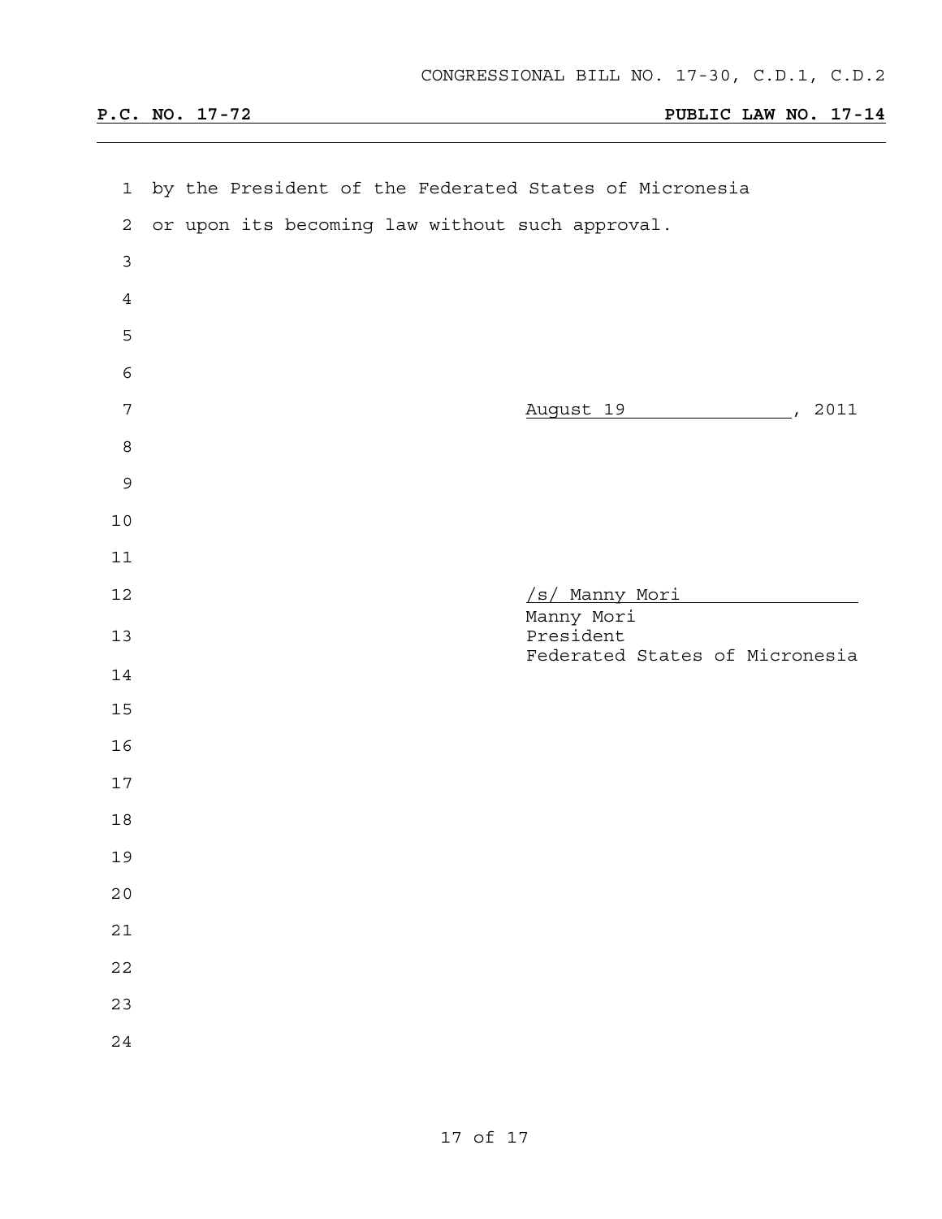by the President of the Federated States of Micronesia or upon its becoming law without such approval.

August 19, 2011

/s/ Manny Mori

Manny Mori
President
Federated States of Micronesia